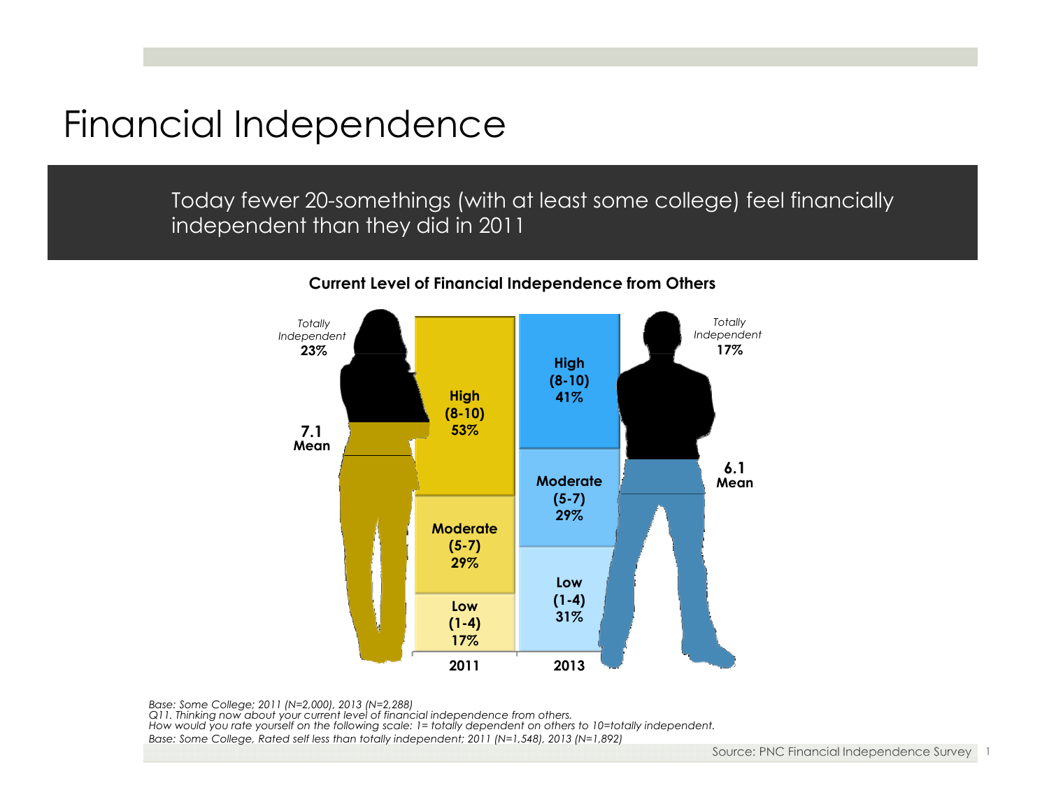# Financial Independence

Today fewer 20-somethings (with at least some college) feel financially independent than they did in 2011

**Current Level of Financial Independence from Others**

| | 2011 | 2013 |
|---|---|---|
| High (8-10) | 53% | 41% |
| Moderate (5-7) | 29% | 29% |
| Low (1-4) | 17% | 31% |
| Totally Independent | 23% | 17% |
| Mean | 7.1 | 6.1 |

*Base: Some College; 2011 (N=2,000), 2013 (N=2,288)*
*Q11. Thinking now about your current level of financial independence from others.*
*How would you rate yourself on the following scale: 1= totally dependent on others to 10=totally independent.*
*Base: Some College, Rated self less than totally independent; 2011 (N=1,548), 2013 (N=1,892)*

Source: PNC Financial Independence Survey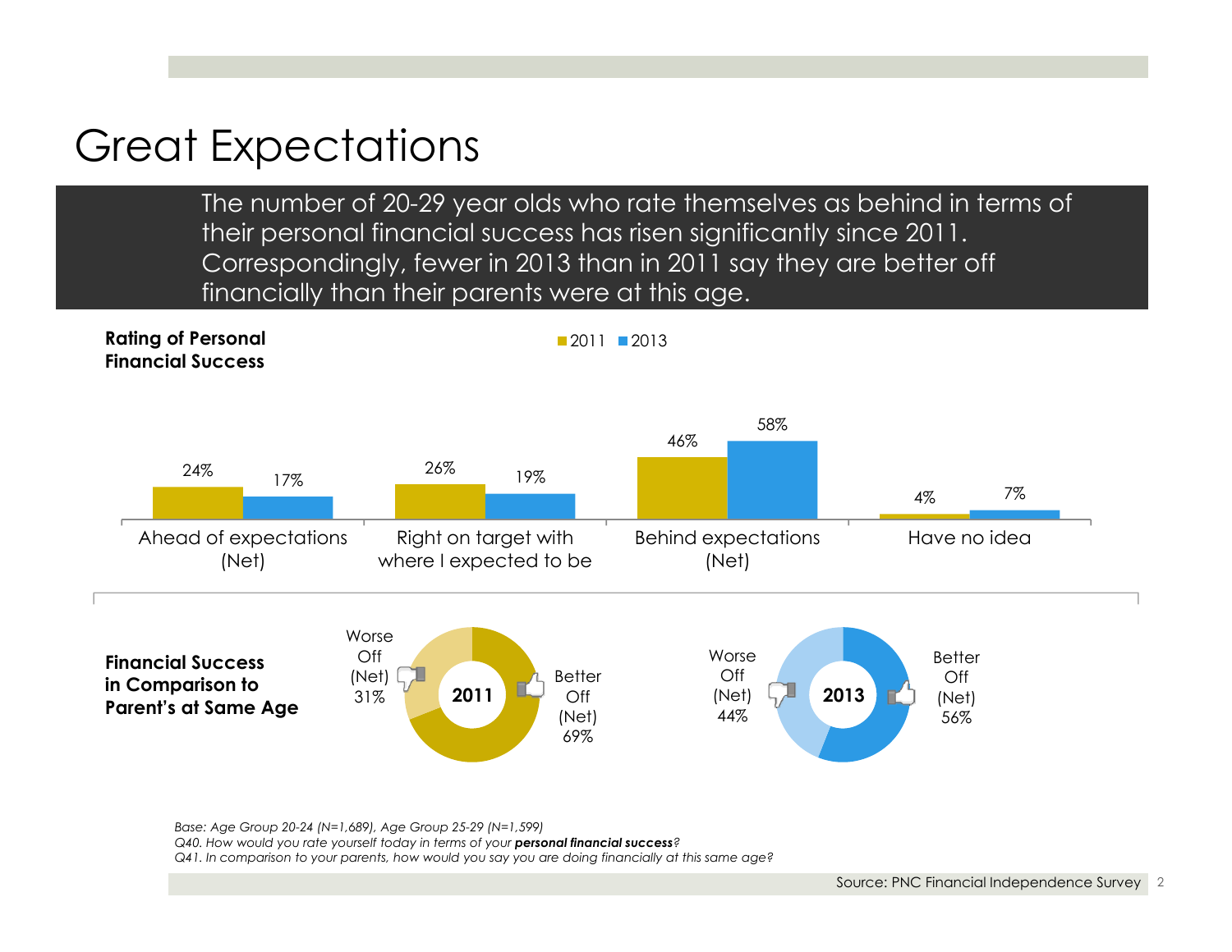# Great Expectations

The number of 20-29 year olds who rate themselves as behind in terms of their personal financial success has risen significantly since 2011. Correspondingly, fewer in 2013 than in 2011 say they are better off financially than their parents were at this age.

**Rating of Personal Financial Success**

| | 2011 | 2013 |
|---|---|---|
| Ahead of expectations (Net) | 24% | 17% |
| Right on target with where I expected to be | 26% | 19% |
| Behind expectations (Net) | 46% | 58% |
| Have no idea | 4% | 7% |

**Financial Success in Comparison to Parent's at Same Age**

| | Worse Off (Net) | Better Off (Net) |
|---|---|---|
| 2011 | 31% | 69% |
| 2013 | 44% | 56% |

*Base: Age Group 20-24 (N=1,689), Age Group 25-29 (N=1,599)*
*Q40. How would you rate yourself today in terms of your* ***personal financial success****?*
*Q41. In comparison to your parents, how would you say you are doing financially at this same age?*

Source: PNC Financial Independence Survey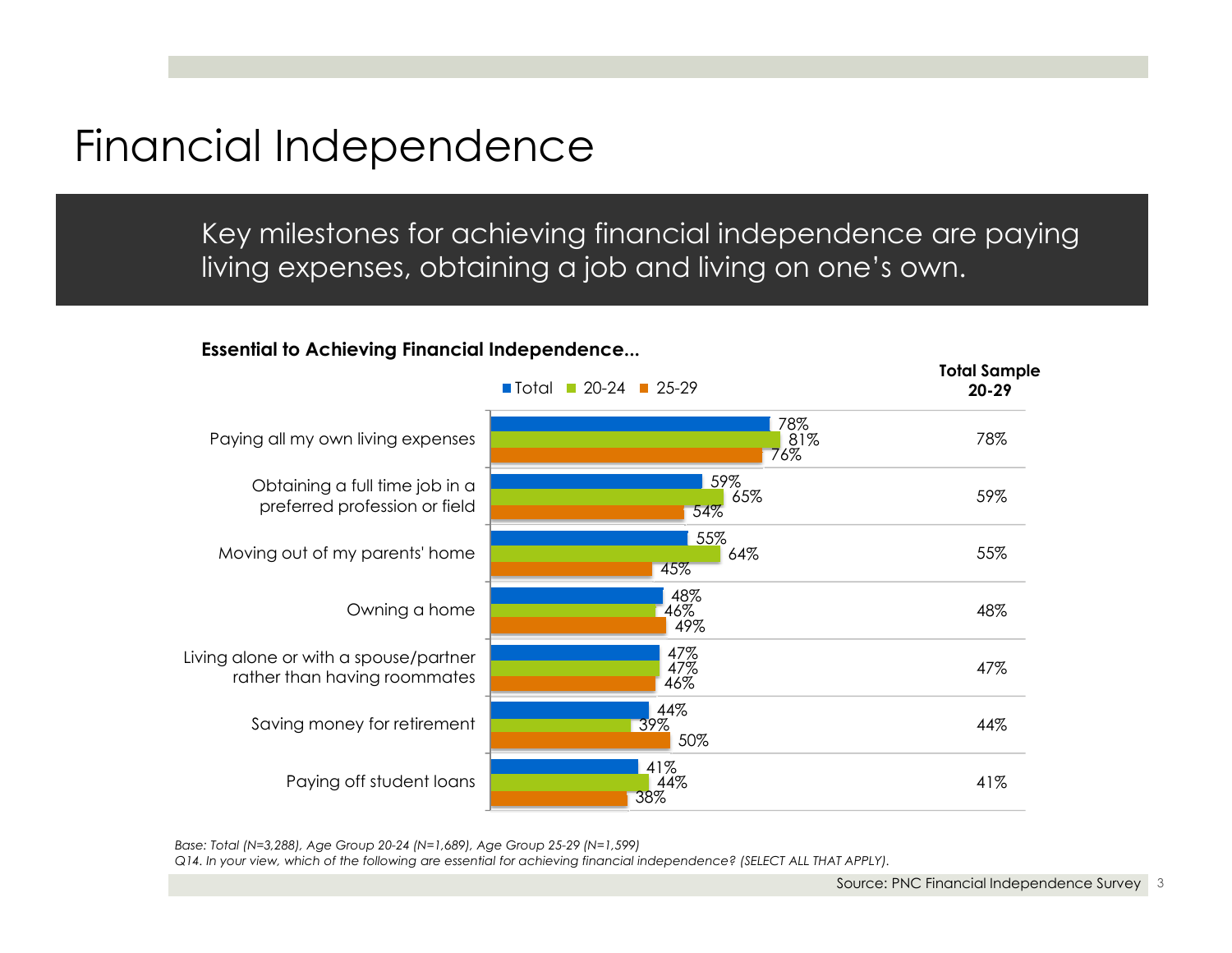# Financial Independence

Key milestones for achieving financial independence are paying living expenses, obtaining a job and living on one's own.

**Essential to Achieving Financial Independence...**

| | Total | 20-24 | 25-29 | Total Sample 20-29 |
|---|---|---|---|---|
| Paying all my own living expenses | 78% | 81% | 76% | 78% |
| Obtaining a full time job in a preferred profession or field | 59% | 65% | 54% | 59% |
| Moving out of my parents' home | 55% | 64% | 45% | 55% |
| Owning a home | 48% | 46% | 49% | 48% |
| Living alone or with a spouse/partner rather than having roommates | 47% | 47% | 46% | 47% |
| Saving money for retirement | 44% | 39% | 50% | 44% |
| Paying off student loans | 41% | 44% | 38% | 41% |

*Base: Total (N=3,288), Age Group 20-24 (N=1,689), Age Group 25-29 (N=1,599)*
*Q14. In your view, which of the following are essential for achieving financial independence? (SELECT ALL THAT APPLY).*

Source: PNC Financial Independence Survey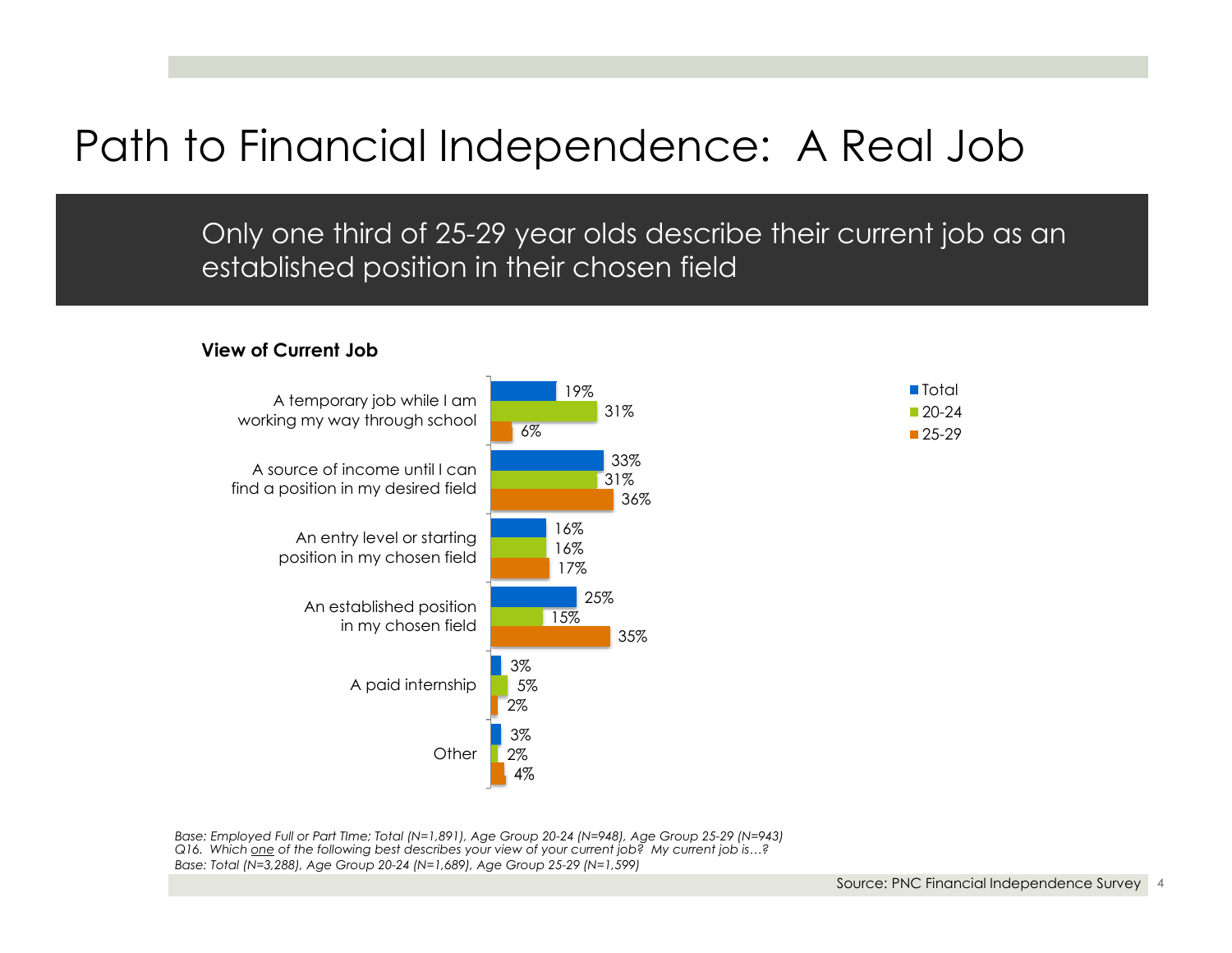# Path to Financial Independence: A Real Job

Only one third of 25-29 year olds describe their current job as an established position in their chosen field

**View of Current Job**

| | Total | 20-24 | 25-29 |
|---|---|---|---|
| A temporary job while I am working my way through school | 19% | 31% | 6% |
| A source of income until I can find a position in my desired field | 33% | 31% | 36% |
| An entry level or starting position in my chosen field | 16% | 16% | 17% |
| An established position in my chosen field | 25% | 15% | 35% |
| A paid internship | 3% | 5% | 2% |
| Other | 3% | 2% | 4% |

*Base: Employed Full or Part TIme; Total (N=1,891), Age Group 20-24 (N=948), Age Group 25-29 (N=943)*
*Q16. Which one of the following best describes your view of your current job? My current job is…?*
*Base: Total (N=3,288), Age Group 20-24 (N=1,689), Age Group 25-29 (N=1,599)*

Source: PNC Financial Independence Survey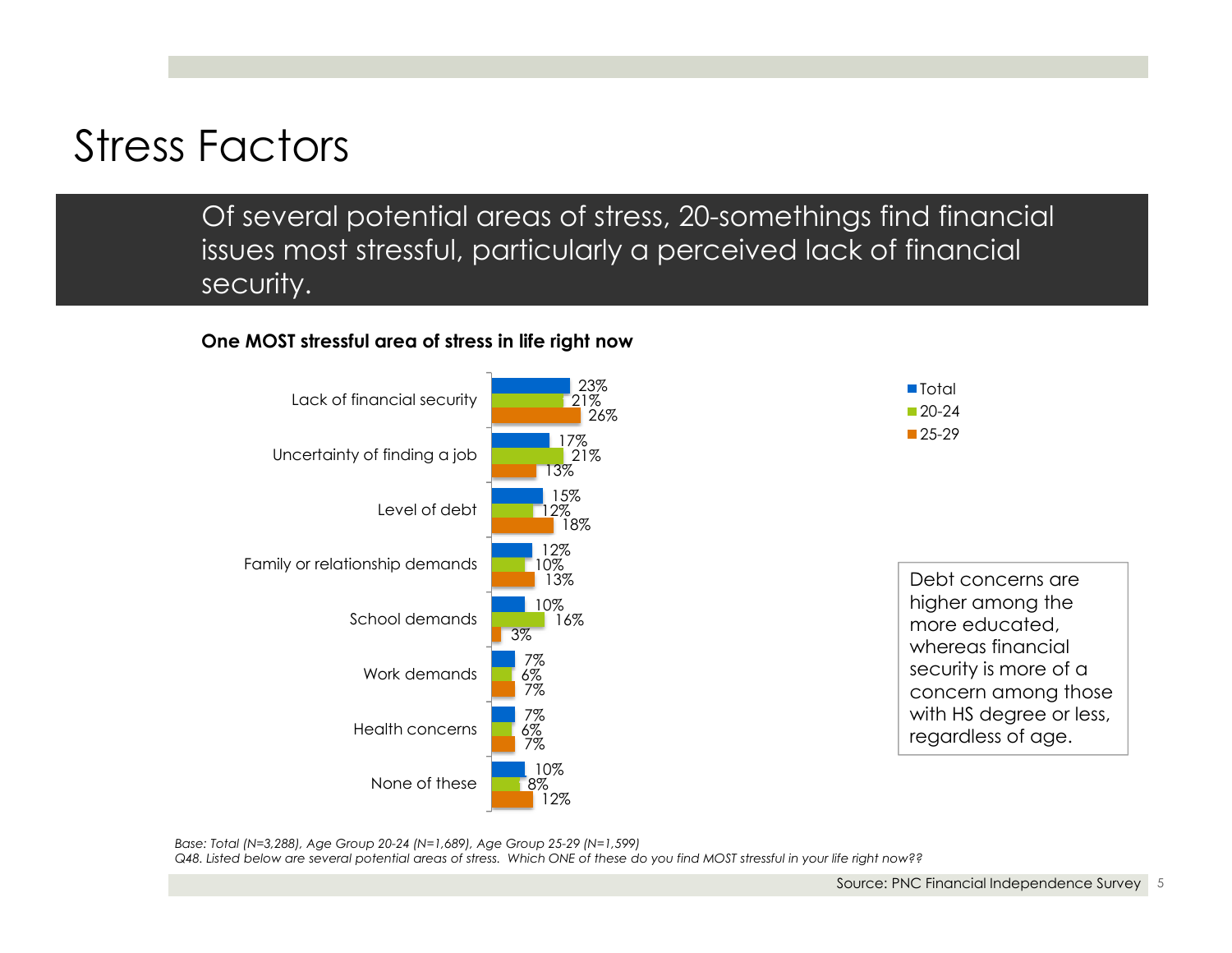# Stress Factors

Of several potential areas of stress, 20-somethings find financial issues most stressful, particularly a perceived lack of financial security.

**One MOST stressful area of stress in life right now**

| | Total | 20-24 | 25-29 |
|---|---|---|---|
| Lack of financial security | 23% | 21% | 26% |
| Uncertainty of finding a job | 17% | 21% | 13% |
| Level of debt | 15% | 12% | 18% |
| Family or relationship demands | 12% | 10% | 13% |
| School demands | 10% | 16% | 3% |
| Work demands | 7% | 6% | 7% |
| Health concerns | 7% | 6% | 7% |
| None of these | 10% | 8% | 12% |

Debt concerns are higher among the more educated, whereas financial security is more of a concern among those with HS degree or less, regardless of age.

*Base: Total (N=3,288), Age Group 20-24 (N=1,689), Age Group 25-29 (N=1,599)*
*Q48. Listed below are several potential areas of stress. Which ONE of these do you find MOST stressful in your life right now??*

Source: PNC Financial Independence Survey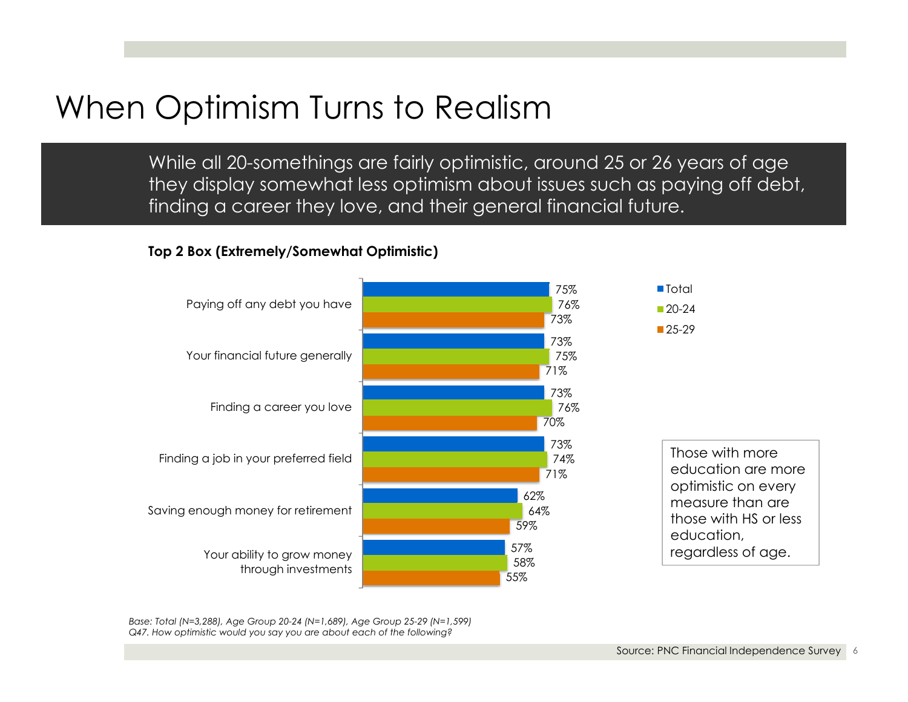# When Optimism Turns to Realism

While all 20-somethings are fairly optimistic, around 25 or 26 years of age they display somewhat less optimism about issues such as paying off debt, finding a career they love, and their general financial future.

**Top 2 Box (Extremely/Somewhat Optimistic)**

| | Total | 20-24 | 25-29 |
|---|---|---|---|
| Paying off any debt you have | 75% | 76% | 73% |
| Your financial future generally | 73% | 75% | 71% |
| Finding a career you love | 73% | 76% | 70% |
| Finding a job in your preferred field | 73% | 74% | 71% |
| Saving enough money for retirement | 62% | 64% | 59% |
| Your ability to grow money through investments | 57% | 58% | 55% |

Those with more education are more optimistic on every measure than are those with HS or less education, regardless of age.

*Base: Total (N=3,288), Age Group 20-24 (N=1,689), Age Group 25-29 (N=1,599)*
*Q47. How optimistic would you say you are about each of the following?*

Source: PNC Financial Independence Survey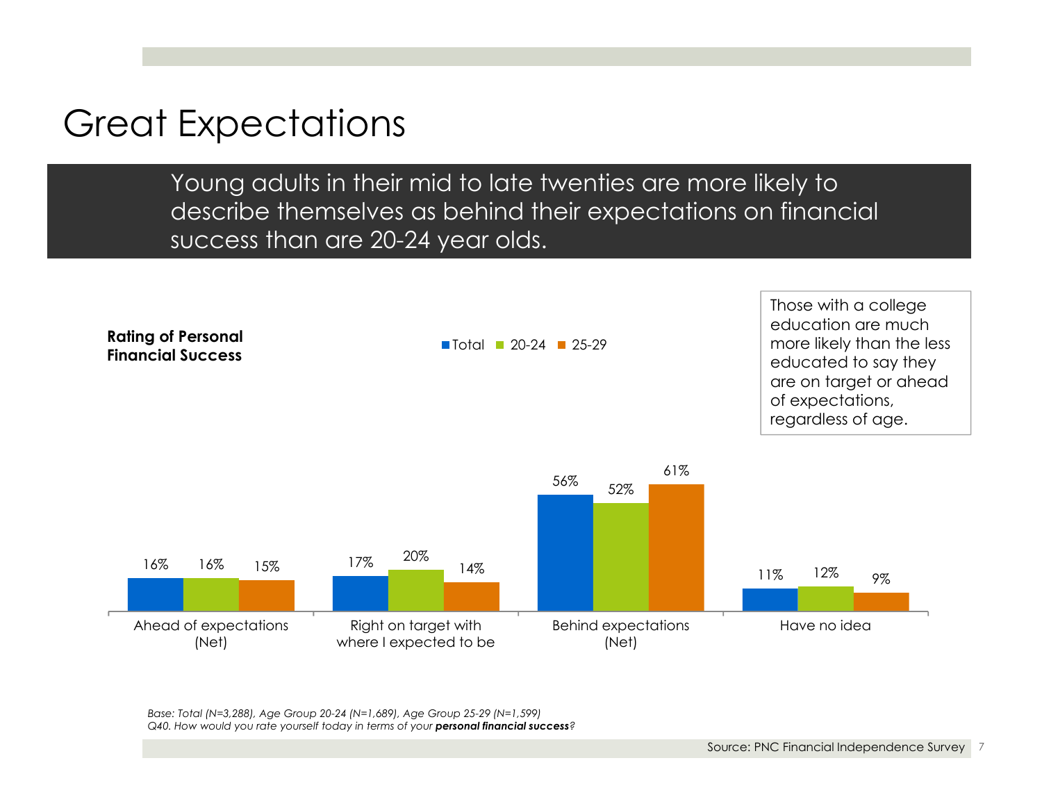# Great Expectations

Young adults in their mid to late twenties are more likely to describe themselves as behind their expectations on financial success than are 20-24 year olds.

**Rating of Personal Financial Success**

| | Total | 20-24 | 25-29 |
|---|---|---|---|
| Ahead of expectations (Net) | 16% | 16% | 15% |
| Right on target with where I expected to be | 17% | 20% | 14% |
| Behind expectations (Net) | 56% | 52% | 61% |
| Have no idea | 11% | 12% | 9% |

Those with a college education are much more likely than the less educated to say they are on target or ahead of expectations, regardless of age.

*Base: Total (N=3,288), Age Group 20-24 (N=1,689), Age Group 25-29 (N=1,599)*
*Q40. How would you rate yourself today in terms of your **personal financial success**?*

Source: PNC Financial Independence Survey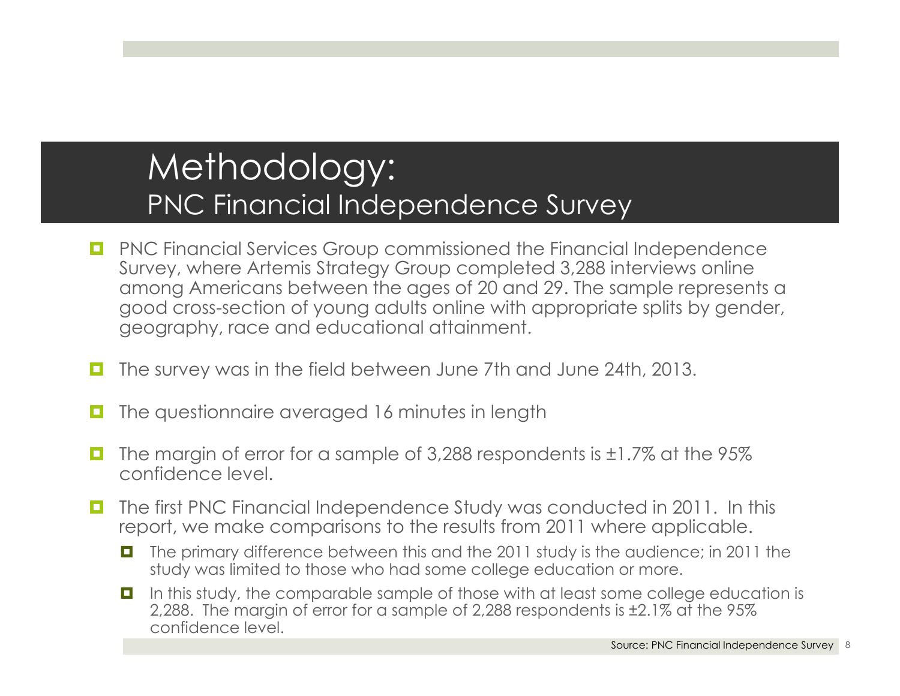# Methodology: PNC Financial Independence Survey

- PNC Financial Services Group commissioned the Financial Independence Survey, where Artemis Strategy Group completed 3,288 interviews online among Americans between the ages of 20 and 29. The sample represents a good cross-section of young adults online with appropriate splits by gender, geography, race and educational attainment.
- The survey was in the field between June 7th and June 24th, 2013.
- The questionnaire averaged 16 minutes in length
- The margin of error for a sample of 3,288 respondents is ±1.7% at the 95% confidence level.
- The first PNC Financial Independence Study was conducted in 2011. In this report, we make comparisons to the results from 2011 where applicable.
  - The primary difference between this and the 2011 study is the audience; in 2011 the study was limited to those who had some college education or more.
  - In this study, the comparable sample of those with at least some college education is 2,288. The margin of error for a sample of 2,288 respondents is ±2.1% at the 95% confidence level.

Source: PNC Financial Independence Survey